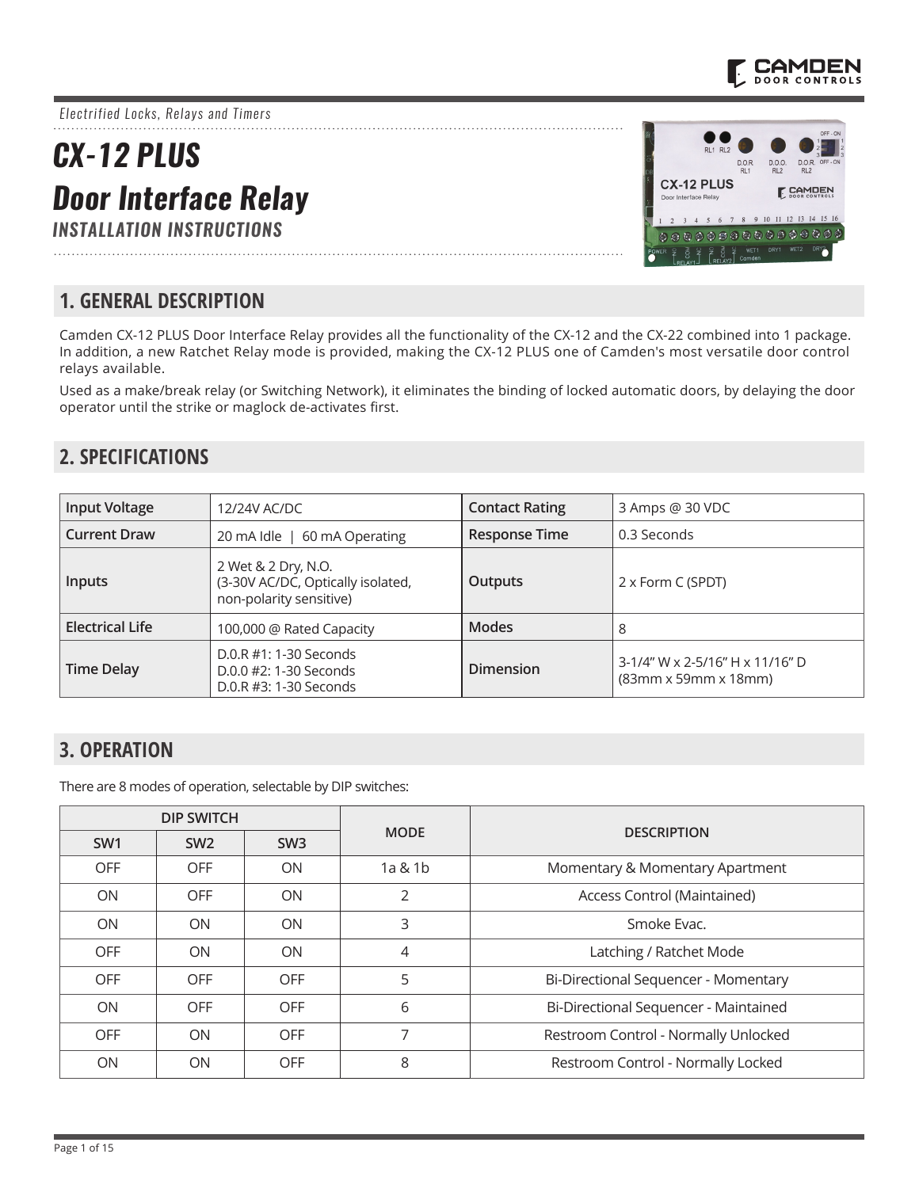*Electrified Locks, Relays and Timers*

# CX-12 PLUS
# Door Interface Relay
### INSTALLATION INSTRUCTIONS

## 1. GENERAL DESCRIPTION

Camden CX-12 PLUS Door Interface Relay provides all the functionality of the CX-12 and the CX-22 combined into 1 package. In addition, a new Ratchet Relay mode is provided, making the CX-12 PLUS one of Camden's most versatile door control relays available.

Used as a make/break relay (or Switching Network), it eliminates the binding of locked automatic doors, by delaying the door operator until the strike or maglock de-activates first.

## 2. SPECIFICATIONS

| | | | |
|---|---|---|---|
| **Input Voltage** | 12/24V AC/DC | **Contact Rating** | 3 Amps @ 30 VDC |
| **Current Draw** | 20 mA Idle \| 60 mA Operating | **Response Time** | 0.3 Seconds |
| **Inputs** | 2 Wet & 2 Dry, N.O. (3-30V AC/DC, Optically isolated, non-polarity sensitive) | **Outputs** | 2 x Form C (SPDT) |
| **Electrical Life** | 100,000 @ Rated Capacity | **Modes** | 8 |
| **Time Delay** | D.0.R #1: 1-30 Seconds<br>D.0.0 #2: 1-30 Seconds<br>D.0.R #3: 1-30 Seconds | **Dimension** | 3-1/4" W x 2-5/16" H x 11/16" D (83mm x 59mm x 18mm) |

## 3. OPERATION

There are 8 modes of operation, selectable by DIP switches:

| DIP SWITCH | | | MODE | DESCRIPTION |
|---|---|---|---|---|
| SW1 | SW2 | SW3 | | |
| OFF | OFF | ON | 1a & 1b | Momentary & Momentary Apartment |
| ON | OFF | ON | 2 | Access Control (Maintained) |
| ON | ON | ON | 3 | Smoke Evac. |
| OFF | ON | ON | 4 | Latching / Ratchet Mode |
| OFF | OFF | OFF | 5 | Bi-Directional Sequencer - Momentary |
| ON | OFF | OFF | 6 | Bi-Directional Sequencer - Maintained |
| OFF | ON | OFF | 7 | Restroom Control - Normally Unlocked |
| ON | ON | OFF | 8 | Restroom Control - Normally Locked |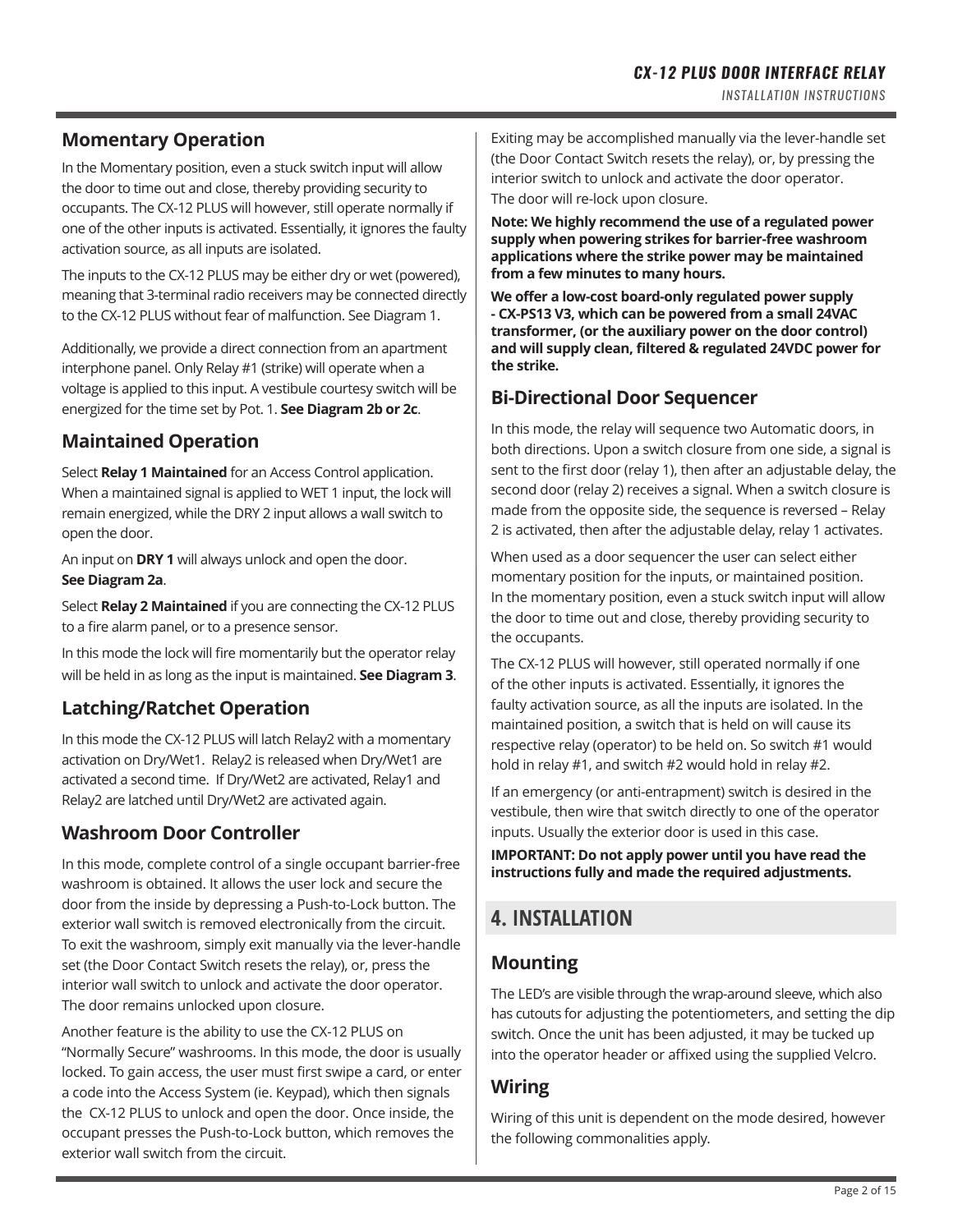## Momentary Operation

In the Momentary position, even a stuck switch input will allow the door to time out and close, thereby providing security to occupants. The CX-12 PLUS will however, still operate normally if one of the other inputs is activated. Essentially, it ignores the faulty activation source, as all inputs are isolated.

The inputs to the CX-12 PLUS may be either dry or wet (powered), meaning that 3-terminal radio receivers may be connected directly to the CX-12 PLUS without fear of malfunction. See Diagram 1.

Additionally, we provide a direct connection from an apartment interphone panel. Only Relay #1 (strike) will operate when a voltage is applied to this input. A vestibule courtesy switch will be energized for the time set by Pot. 1. **See Diagram 2b or 2c**.

## Maintained Operation

Select **Relay 1 Maintained** for an Access Control application. When a maintained signal is applied to WET 1 input, the lock will remain energized, while the DRY 2 input allows a wall switch to open the door.

An input on **DRY 1** will always unlock and open the door. **See Diagram 2a**.

Select **Relay 2 Maintained** if you are connecting the CX-12 PLUS to a fire alarm panel, or to a presence sensor.

In this mode the lock will fire momentarily but the operator relay will be held in as long as the input is maintained. **See Diagram 3**.

## Latching/Ratchet Operation

In this mode the CX-12 PLUS will latch Relay2 with a momentary activation on Dry/Wet1. Relay2 is released when Dry/Wet1 are activated a second time. If Dry/Wet2 are activated, Relay1 and Relay2 are latched until Dry/Wet2 are activated again.

## Washroom Door Controller

In this mode, complete control of a single occupant barrier-free washroom is obtained. It allows the user lock and secure the door from the inside by depressing a Push-to-Lock button. The exterior wall switch is removed electronically from the circuit. To exit the washroom, simply exit manually via the lever-handle set (the Door Contact Switch resets the relay), or, press the interior wall switch to unlock and activate the door operator. The door remains unlocked upon closure.

Another feature is the ability to use the CX-12 PLUS on “Normally Secure” washrooms. In this mode, the door is usually locked. To gain access, the user must first swipe a card, or enter a code into the Access System (ie. Keypad), which then signals the CX-12 PLUS to unlock and open the door. Once inside, the occupant presses the Push-to-Lock button, which removes the exterior wall switch from the circuit.

Exiting may be accomplished manually via the lever-handle set (the Door Contact Switch resets the relay), or, by pressing the interior switch to unlock and activate the door operator. The door will re-lock upon closure.

**Note: We highly recommend the use of a regulated power supply when powering strikes for barrier-free washroom applications where the strike power may be maintained from a few minutes to many hours.**

**We offer a low-cost board-only regulated power supply - CX-PS13 V3, which can be powered from a small 24VAC transformer, (or the auxiliary power on the door control) and will supply clean, filtered & regulated 24VDC power for the strike.**

## Bi-Directional Door Sequencer

In this mode, the relay will sequence two Automatic doors, in both directions. Upon a switch closure from one side, a signal is sent to the first door (relay 1), then after an adjustable delay, the second door (relay 2) receives a signal. When a switch closure is made from the opposite side, the sequence is reversed – Relay 2 is activated, then after the adjustable delay, relay 1 activates.

When used as a door sequencer the user can select either momentary position for the inputs, or maintained position. In the momentary position, even a stuck switch input will allow the door to time out and close, thereby providing security to the occupants.

The CX-12 PLUS will however, still operated normally if one of the other inputs is activated. Essentially, it ignores the faulty activation source, as all the inputs are isolated. In the maintained position, a switch that is held on will cause its respective relay (operator) to be held on. So switch #1 would hold in relay #1, and switch #2 would hold in relay #2.

If an emergency (or anti-entrapment) switch is desired in the vestibule, then wire that switch directly to one of the operator inputs. Usually the exterior door is used in this case.

**IMPORTANT: Do not apply power until you have read the instructions fully and made the required adjustments.**

# 4. INSTALLATION

## Mounting

The LED’s are visible through the wrap-around sleeve, which also has cutouts for adjusting the potentiometers, and setting the dip switch. Once the unit has been adjusted, it may be tucked up into the operator header or affixed using the supplied Velcro.

## Wiring

Wiring of this unit is dependent on the mode desired, however the following commonalities apply.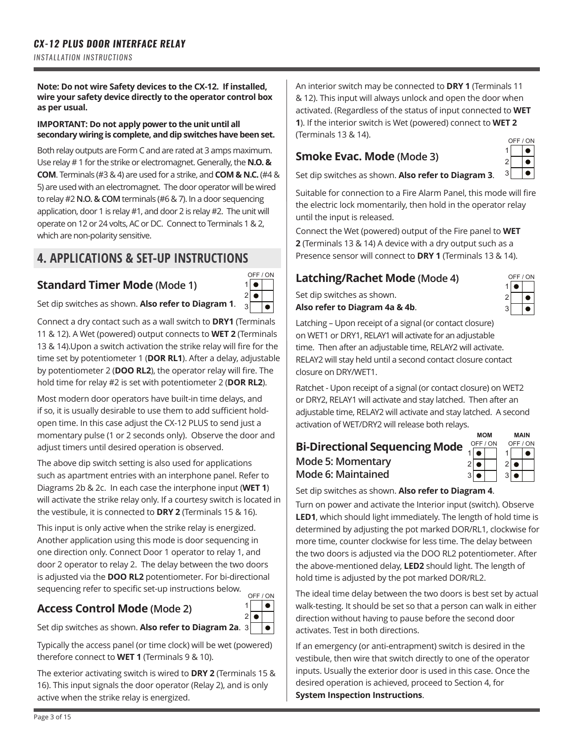**Note: Do not wire Safety devices to the CX-12. If installed, wire your safety device directly to the operator control box as per usual.**

**IMPORTANT: Do not apply power to the unit until all secondary wiring is complete, and dip switches have been set.**

Both relay outputs are Form C and are rated at 3 amps maximum. Use relay # 1 for the strike or electromagnet. Generally, the **N.O. & COM**. Terminals (#3 & 4) are used for a strike, and **COM & N.C.** (#4 & 5) are used with an electromagnet. The door operator will be wired to relay #2 **N.O. & COM** terminals (#6 & 7). In a door sequencing application, door 1 is relay #1, and door 2 is relay #2. The unit will operate on 12 or 24 volts, AC or DC. Connect to Terminals 1 & 2, which are non-polarity sensitive.

## 4. APPLICATIONS & SET-UP INSTRUCTIONS

### Standard Timer Mode (Mode 1)

| | OFF | ON |
|---|---|---|
| 1 | ● | |
| 2 | ● | |
| 3 | | ● |

Set dip switches as shown. **Also refer to Diagram 1**.

Connect a dry contact such as a wall switch to **DRY1** (Terminals 11 & 12). A Wet (powered) output connects to **WET 2** (Terminals 13 & 14).Upon a switch activation the strike relay will fire for the time set by potentiometer 1 (**DOR RL1**). After a delay, adjustable by potentiometer 2 (**DOO RL2**), the operator relay will fire. The hold time for relay #2 is set with potentiometer 2 (**DOR RL2**).

Most modern door operators have built-in time delays, and if so, it is usually desirable to use them to add sufficient hold-open time. In this case adjust the CX-12 PLUS to send just a momentary pulse (1 or 2 seconds only). Observe the door and adjust timers until desired operation is observed.

The above dip switch setting is also used for applications such as apartment entries with an interphone panel. Refer to Diagrams 2b & 2c. In each case the interphone input (**WET 1**) will activate the strike relay only. If a courtesy switch is located in the vestibule, it is connected to **DRY 2** (Terminals 15 & 16).

This input is only active when the strike relay is energized. Another application using this mode is door sequencing in one direction only. Connect Door 1 operator to relay 1, and door 2 operator to relay 2. The delay between the two doors is adjusted via the **DOO RL2** potentiometer. For bi-directional sequencing refer to specific set-up instructions below.

### Access Control Mode (Mode 2)

| | OFF | ON |
|---|---|---|
| 1 | | ● |
| 2 | ● | |
| 3 | | ● |

Set dip switches as shown. **Also refer to Diagram 2a**.

Typically the access panel (or time clock) will be wet (powered) therefore connect to **WET 1** (Terminals 9 & 10).

The exterior activating switch is wired to **DRY 2** (Terminals 15 & 16). This input signals the door operator (Relay 2), and is only active when the strike relay is energized.

An interior switch may be connected to **DRY 1** (Terminals 11 & 12). This input will always unlock and open the door when activated. (Regardless of the status of input connected to **WET 1**). If the interior switch is Wet (powered) connect to **WET 2** (Terminals 13 & 14).

### Smoke Evac. Mode (Mode 3)

| | OFF | ON |
|---|---|---|
| 1 | | ● |
| 2 | | ● |
| 3 | | ● |

Set dip switches as shown. **Also refer to Diagram 3**.

Suitable for connection to a Fire Alarm Panel, this mode will fire the electric lock momentarily, then hold in the operator relay until the input is released.

Connect the Wet (powered) output of the Fire panel to **WET 2** (Terminals 13 & 14) A device with a dry output such as a Presence sensor will connect to **DRY 1** (Terminals 13 & 14).

### Latching/Rachet Mode (Mode 4)

| | OFF | ON |
|---|---|---|
| 1 | ● | |
| 2 | | ● |
| 3 | | ● |

Set dip switches as shown.
**Also refer to Diagram 4a & 4b**.

Latching – Upon receipt of a signal (or contact closure) on WET1 or DRY1, RELAY1 will activate for an adjustable time. Then after an adjustable time, RELAY2 will activate. RELAY2 will stay held until a second contact closure contact closure on DRY/WET1.

Ratchet - Upon receipt of a signal (or contact closure) on WET2 or DRY2, RELAY1 will activate and stay latched. Then after an adjustable time, RELAY2 will activate and stay latched. A second activation of WET/DRY2 will release both relays.

### Bi-Directional Sequencing Mode
### Mode 5: Momentary
### Mode 6: Maintained

| | MOM OFF | MOM ON | MAIN OFF | MAIN ON |
|---|---|---|---|---|
| 1 | ● | | | ● |
| 2 | ● | | ● | |
| 3 | ● | | ● | |

Set dip switches as shown. **Also refer to Diagram 4**.

Turn on power and activate the Interior input (switch). Observe **LED1**, which should light immediately. The length of hold time is determined by adjusting the pot marked DOR/RL1, clockwise for more time, counter clockwise for less time. The delay between the two doors is adjusted via the DOO RL2 potentiometer. After the above-mentioned delay, **LED2** should light. The length of hold time is adjusted by the pot marked DOR/RL2.

The ideal time delay between the two doors is best set by actual walk-testing. It should be set so that a person can walk in either direction without having to pause before the second door activates. Test in both directions.

If an emergency (or anti-entrapment) switch is desired in the vestibule, then wire that switch directly to one of the operator inputs. Usually the exterior door is used in this case. Once the desired operation is achieved, proceed to Section 4, for **System Inspection Instructions**.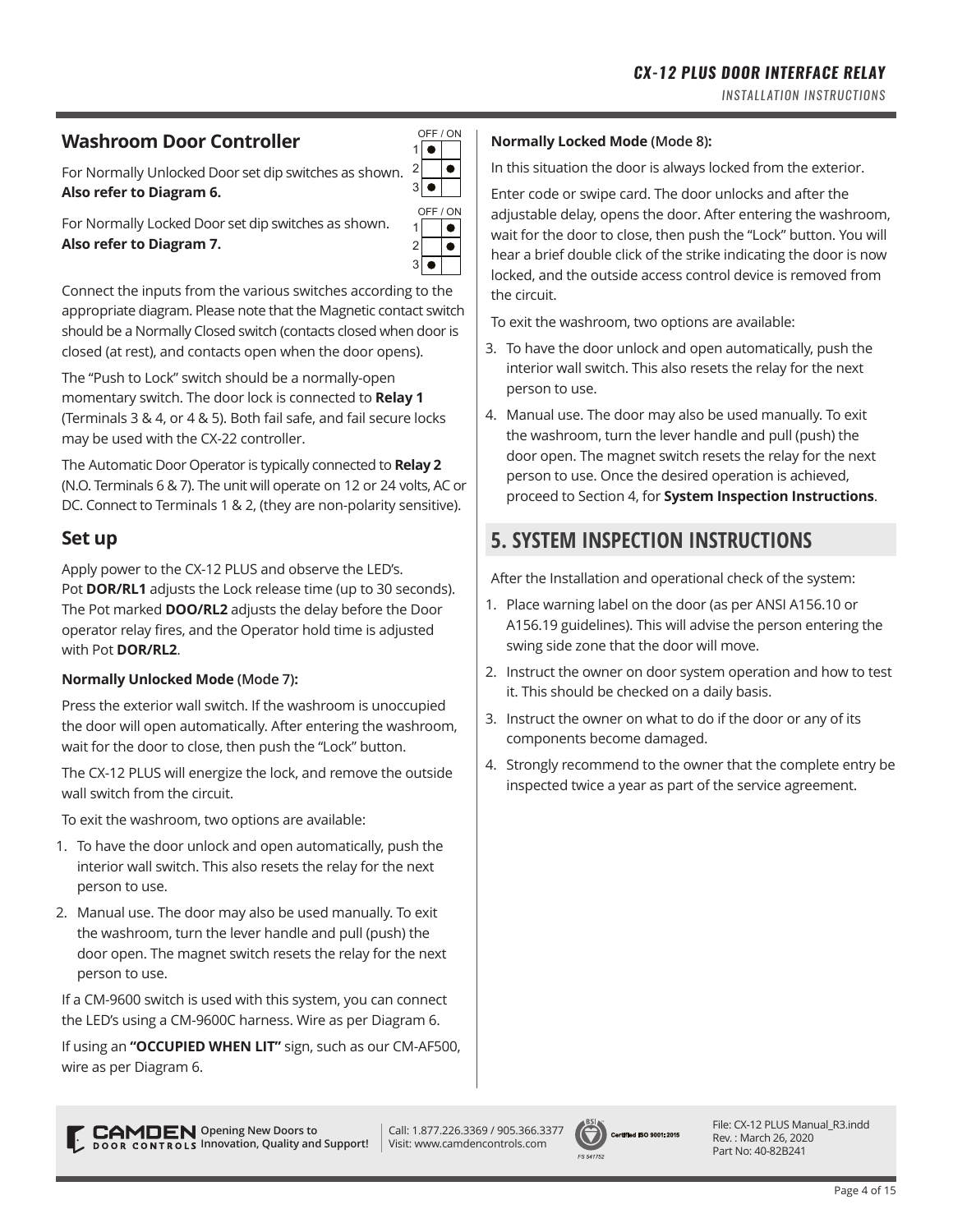## Washroom Door Controller

For Normally Unlocked Door set dip switches as shown. **Also refer to Diagram 6.**

| | OFF | ON |
|---|---|---|
| 1 | ● | |
| 2 | | ● |
| 3 | ● | |

For Normally Locked Door set dip switches as shown. **Also refer to Diagram 7.**

| | OFF | ON |
|---|---|---|
| 1 | | ● |
| 2 | | ● |
| 3 | ● | |

Connect the inputs from the various switches according to the appropriate diagram. Please note that the Magnetic contact switch should be a Normally Closed switch (contacts closed when door is closed (at rest), and contacts open when the door opens).

The "Push to Lock" switch should be a normally-open momentary switch. The door lock is connected to **Relay 1** (Terminals 3 & 4, or 4 & 5). Both fail safe, and fail secure locks may be used with the CX-22 controller.

The Automatic Door Operator is typically connected to **Relay 2** (N.O. Terminals 6 & 7). The unit will operate on 12 or 24 volts, AC or DC. Connect to Terminals 1 & 2, (they are non-polarity sensitive).

## Set up

Apply power to the CX-12 PLUS and observe the LED's. Pot **DOR/RL1** adjusts the Lock release time (up to 30 seconds). The Pot marked **DOO/RL2** adjusts the delay before the Door operator relay fires, and the Operator hold time is adjusted with Pot **DOR/RL2**.

**Normally Unlocked Mode** (Mode 7)**:**

Press the exterior wall switch. If the washroom is unoccupied the door will open automatically. After entering the washroom, wait for the door to close, then push the "Lock" button.

The CX-12 PLUS will energize the lock, and remove the outside wall switch from the circuit.

To exit the washroom, two options are available:

1. To have the door unlock and open automatically, push the interior wall switch. This also resets the relay for the next person to use.
2. Manual use. The door may also be used manually. To exit the washroom, turn the lever handle and pull (push) the door open. The magnet switch resets the relay for the next person to use.

If a CM-9600 switch is used with this system, you can connect the LED's using a CM-9600C harness. Wire as per Diagram 6.

If using an **"OCCUPIED WHEN LIT"** sign, such as our CM-AF500, wire as per Diagram 6.

**Normally Locked Mode** (Mode 8)**:**

In this situation the door is always locked from the exterior.

Enter code or swipe card. The door unlocks and after the adjustable delay, opens the door. After entering the washroom, wait for the door to close, then push the "Lock" button. You will hear a brief double click of the strike indicating the door is now locked, and the outside access control device is removed from the circuit.

To exit the washroom, two options are available:

3. To have the door unlock and open automatically, push the interior wall switch. This also resets the relay for the next person to use.
4. Manual use. The door may also be used manually. To exit the washroom, turn the lever handle and pull (push) the door open. The magnet switch resets the relay for the next person to use. Once the desired operation is achieved, proceed to Section 4, for **System Inspection Instructions**.

## 5. SYSTEM INSPECTION INSTRUCTIONS

After the Installation and operational check of the system:

1. Place warning label on the door (as per ANSI A156.10 or A156.19 guidelines). This will advise the person entering the swing side zone that the door will move.
2. Instruct the owner on door system operation and how to test it. This should be checked on a daily basis.
3. Instruct the owner on what to do if the door or any of its components become damaged.
4. Strongly recommend to the owner that the complete entry be inspected twice a year as part of the service agreement.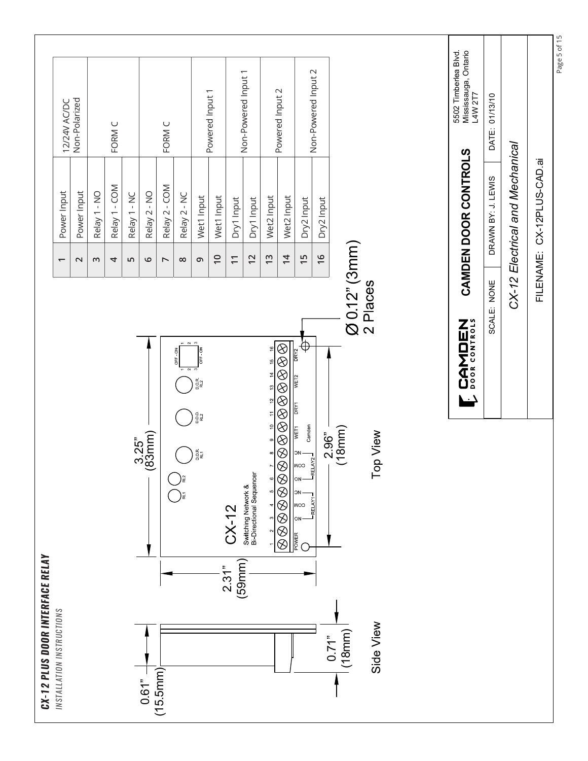## CX-12 PLUS DOOR INTERFACE RELAY

*INSTALLATION INSTRUCTIONS*

| # | Terminal | Description |
|---|---|---|
| 1 | Power Input | 12/24V AC/DC Non-Polarized |
| 2 | Power Input | |
| 3 | Relay 1 - NO | FORM C |
| 4 | Relay 1 - COM | |
| 5 | Relay 1 - NC | |
| 6 | Relay 2 - NO | FORM C |
| 7 | Relay 2 - COM | |
| 8 | Relay 2 - NC | |
| 9 | Wet1 Input | Powered Input 1 |
| 10 | Wet1 Input | |
| 11 | Dry1 Input | Non-Powered Input 1 |
| 12 | Dry1 Input | |
| 13 | Wet2 Input | Powered Input 2 |
| 14 | Wet2 Input | |
| 15 | Dry2 Input | Non-Powered Input 2 |
| 16 | Dry2 Input | |

Side View: 0.61" (15.5mm); 0.71" (18mm)

Top View: 3.25" (83mm); 2.31" (59mm); 2.96" (18mm); Ø 0.12" (3mm) 2 Places

CX-12 Switching Network & Bi-Directional Sequencer

CAMDEN DOOR CONTROLS — 5502 Timberlea Blvd. Mississauga, Ontario L4W 2T7

SCALE: NONE | DRAWN BY: J. LEWIS | DATE: 01/13/10

*CX-12 Electrical and Mechanical*

FILENAME: CX-12PLUS-CAD.ai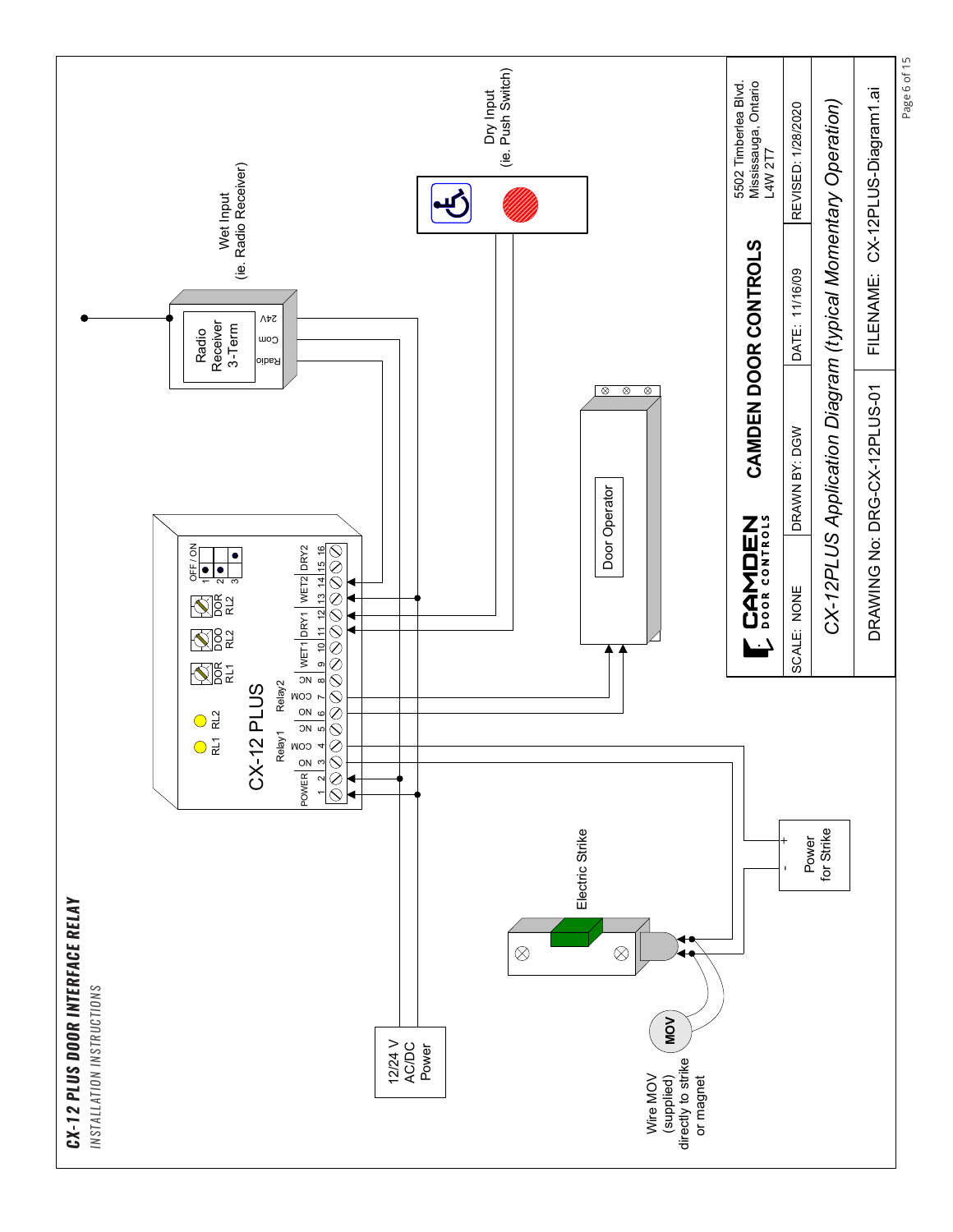**CX-12 PLUS DOOR INTERFACE RELAY**

*INSTALLATION INSTRUCTIONS*

Wet Input
(ie. Radio Receiver)

Radio Receiver 3-Term

Radio Com 24V

Dry Input
(ie. Push Switch)

CX-12 PLUS

RL1 RL2

DOR RL1 | DOO RL2 | DOR RL2

OFF / ON
1 2 3

POWER | Relay1 | Relay2 | WET1 | DRY1 | WET2 | DRY2

1 2 | NO COM NC | NO COM NC | 9 10 | 11 12 | 13 14 | 15 16

Door Operator

Electric Strike

Power for Strike
\- +

12/24 V AC/DC Power

MOV

Wire MOV (supplied) directly to strike or magnet

| CAMDEN DOOR CONTROLS | CAMDEN DOOR CONTROLS | 5502 Timberlea Blvd. Mississauga, Ontario L4W 2T7 |
|---|---|---|
| SCALE: NONE | DRAWN BY: DGW | DATE: 11/16/09 | REVISED: 1/28/2020 |
| *CX-12PLUS Application Diagram (typical Momentary Operation)* | | |
| DRAWING No: DRG-CX-12PLUS-01 | FILENAME: CX-12PLUS-Diagram1.ai | |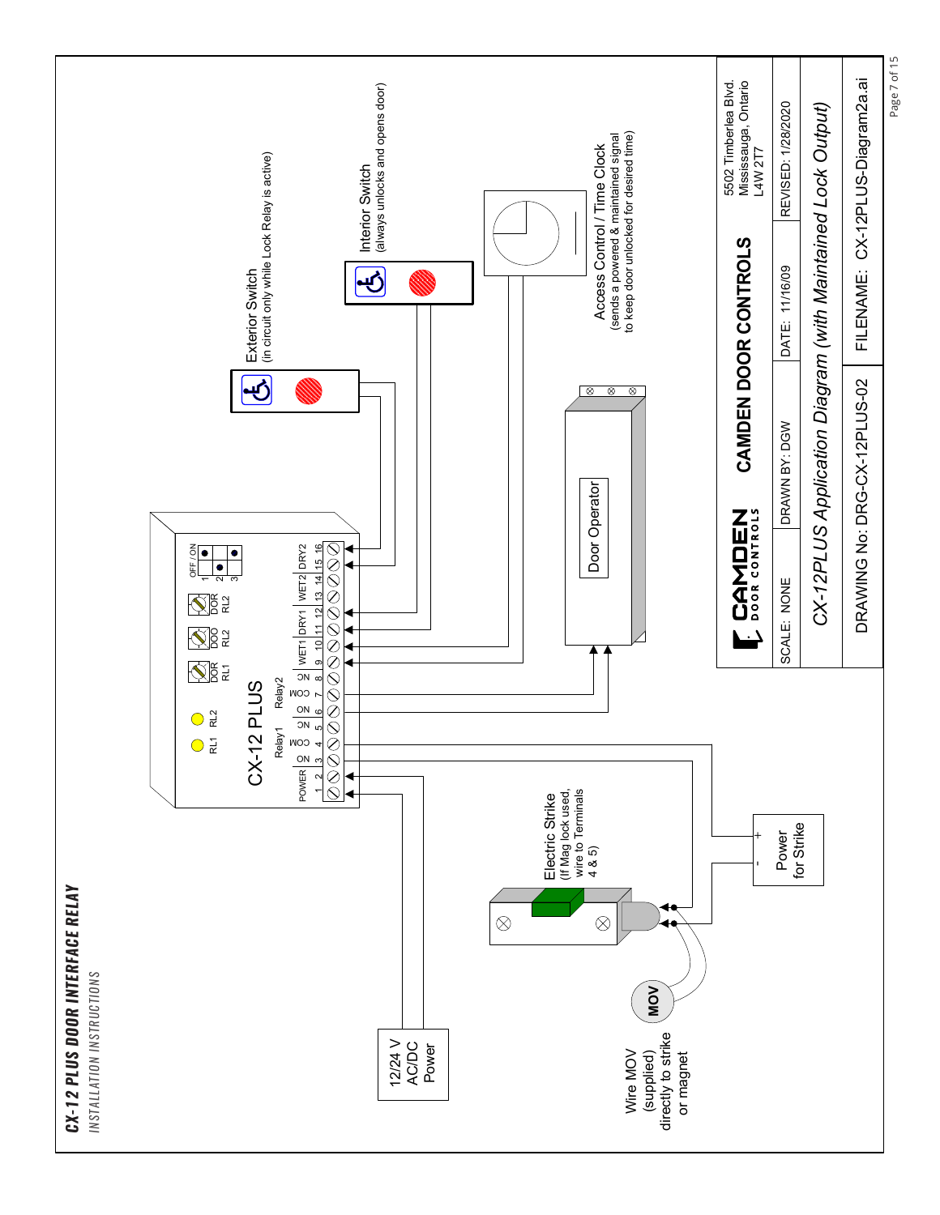Exterior Switch
(in circuit only while Lock Relay is active)

Interior Switch
(always unlocks and opens door)

Access Control / Time Clock
(sends a powered & maintained signal to keep door unlocked for desired time)

CX-12 PLUS

RL1 RL2

DOR RL1 DOO RL2 DOR RL2

OFF / ON 1 2 3

POWER 1 2 | Relay1 NO 3 COM 4 NC 5 | Relay2 NO 6 COM 7 NC 8 | WET1 9 10 | DRY1 11 12 | WET2 13 14 | DRY2 15 16

Door Operator

Electric Strike
(If Mag lock used, wire to Terminals 4 & 5)

Power for Strike
\+ -

12/24 V AC/DC Power

MOV

Wire MOV (supplied) directly to strike or magnet

CAMDEN DOOR CONTROLS

5502 Timberlea Blvd.
Mississauga, Ontario
L4W 2T7

SCALE: NONE | DRAWN BY: DGW | DATE: 11/16/09 | REVISED: 1/28/2020

CX-12PLUS Application Diagram (with Maintained Lock Output)

DRAWING No: DRG-CX-12PLUS-02 | FILENAME: CX-12PLUS-Diagram2a.ai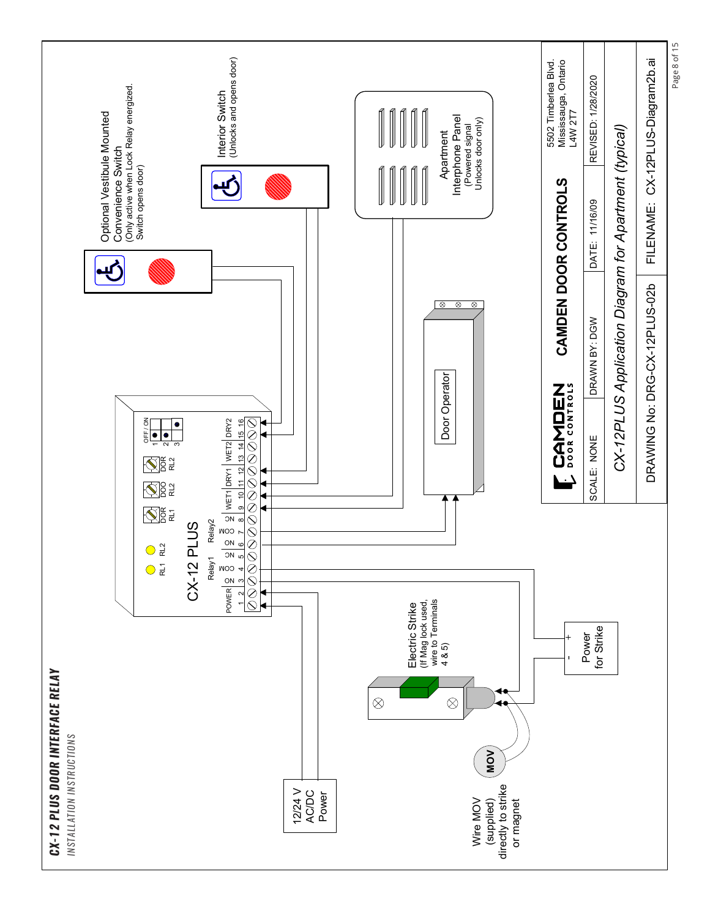**CX-12 PLUS DOOR INTERFACE RELAY**
*INSTALLATION INSTRUCTIONS*

Optional Vestibule Mounted Convenience Switch
(Only active when Lock Relay energized. Switch opens door)

Interior Switch
(Unlocks and opens door)

Apartment Interphone Panel
(Powered signal Unlocks door only)

Door Operator

CX-12 PLUS

RL1 RL2

DOR RL1 | DOO RL2 | DOR RL2

OFF / ON
1 2 3

POWER 1 2 | Relay1 NO 3 COM 4 NC 5 | Relay2 NO 6 COM 7 NC 8 | WET1 9 10 | DRY1 11 12 | WET2 13 14 | DRY2 15 16

Electric Strike
(If Mag lock used, wire to Terminals 4 & 5)

Power for Strike
\+ −

MOV

Wire MOV (supplied) directly to strike or magnet

12/24 V AC/DC Power

CAMDEN DOOR CONTROLS

5502 Timberlea Blvd.
Mississauga, Ontario
L4W 2T7

| SCALE: NONE | DRAWN BY: DGW | DATE: 11/16/09 | REVISED: 1/28/2020 |
|---|---|---|---|

*CX-12PLUS Application Diagram for Apartment (typical)*

DRAWING No: DRG-CX-12PLUS-02b

FILENAME: CX-12PLUS-Diagram2b.ai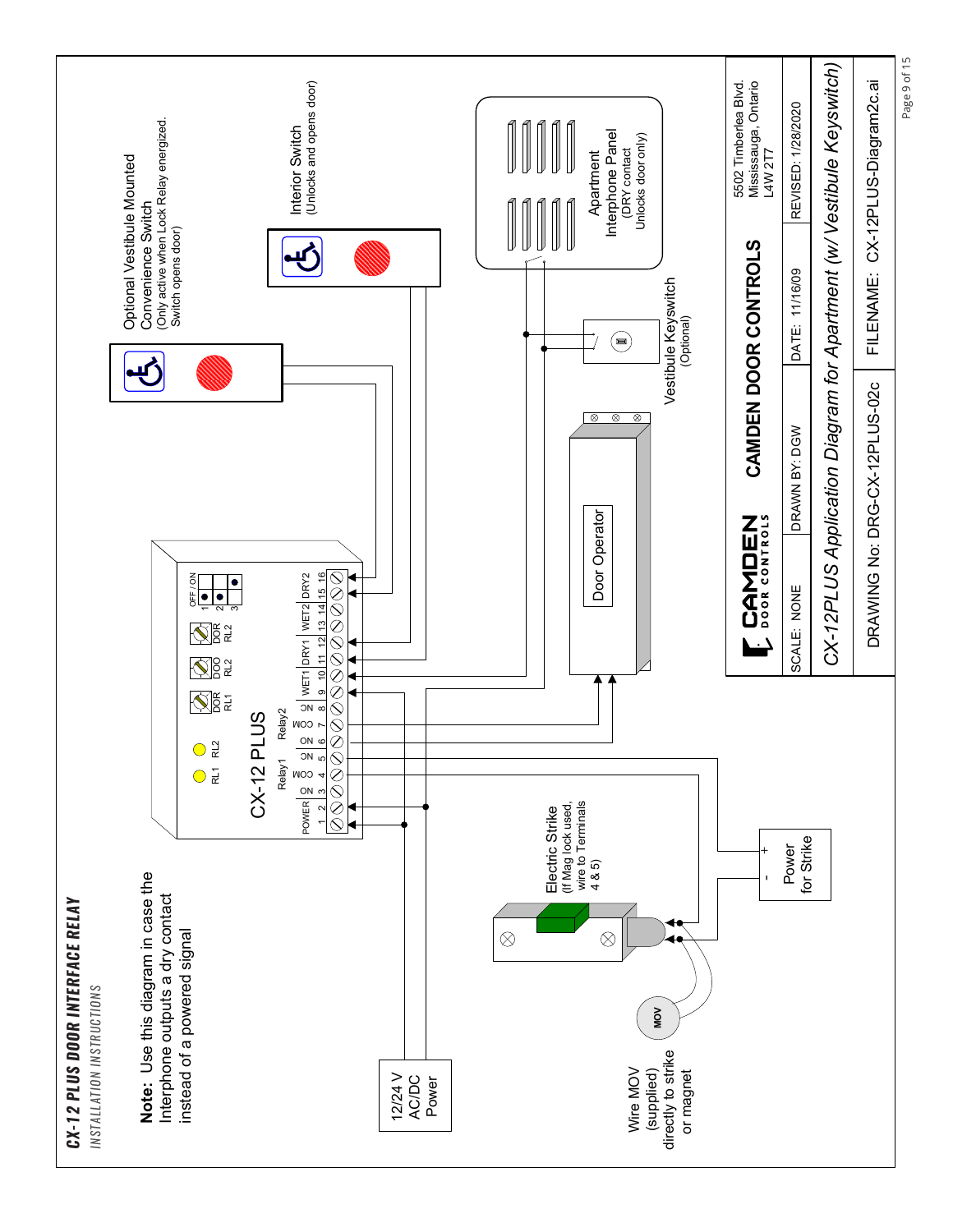**Note:** Use this diagram in case the Interphone outputs a dry contact instead of a powered signal

Optional Vestibule Mounted Convenience Switch
(Only active when Lock Relay energized. Switch opens door)

Interior Switch
(Unlocks and opens door)

Apartment Interphone Panel
(DRY contact Unlocks door only)

Vestibule Keyswitch
(Optional)

Door Operator

CX-12 PLUS

RL1 RL2

DOR RL1 | DOO RL2 | DOR RL2

OFF / ON 1 2 3

POWER 1 2 | Relay1 NO 3 COM 4 NC 5 | Relay2 NO 6 COM 7 NC 8 | WET1 9 10 | DRY1 11 12 | WET2 13 14 | DRY2 15 16

Electric Strike
(If Mag lock used, wire to Terminals 4 & 5)

Power for Strike
+ -

MOV

Wire MOV (supplied) directly to strike or magnet

12/24 V AC/DC Power

CAMDEN DOOR CONTROLS
5502 Timberlea Blvd.
Mississauga, Ontario
L4W 2T7

| SCALE: NONE | DRAWN BY: DGW | DATE: 11/16/09 | REVISED: 1/28/2020 |
|---|---|---|---|

CX-12PLUS Application Diagram for Apartment (w/ Vestibule Keyswitch)

| DRAWING No: DRG-CX-12PLUS-02c | FILENAME: CX-12PLUS-Diagram2c.ai |
|---|---|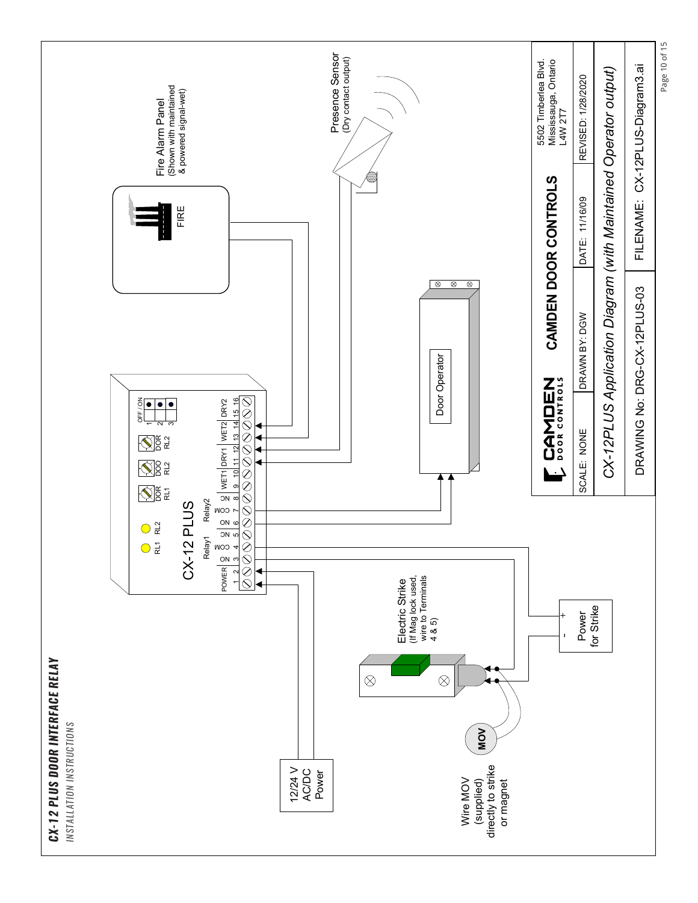CAMDEN DOOR CONTROLS

5502 Timberlea Blvd.
Mississauga, Ontario
L4W 2T7

| SCALE: NONE | DRAWN BY: DGW | DATE: 11/16/09 | REVISED: 1/28/2020 |
|---|---|---|---|

*CX-12PLUS Application Diagram (with Maintained Operator output)*

| DRAWING No: DRG-CX-12PLUS-03 | FILENAME: CX-12PLUS-Diagram3.ai |
|---|---|

Fire Alarm Panel
(Shown with maintained & powered signal-wet)

FIRE

Presence Sensor
(Dry contact output)

CX-12 PLUS

RL1 RL2

DOR RL1 | DOO RL2 | DOR RL2

OFF / ON 1 2 3

POWER 1 2 | Relay1 NO COM NC 3 4 5 | Relay2 NO COM NC 6 7 8 | WET1 9 10 | DRY1 11 12 | WET2 13 14 | DRY2 15 16

Door Operator

Electric Strike
(If Mag lock used, wire to Terminals 4 & 5)

Power for Strike
\+ -

12/24 V AC/DC Power

MOV

Wire MOV (supplied) directly to strike or magnet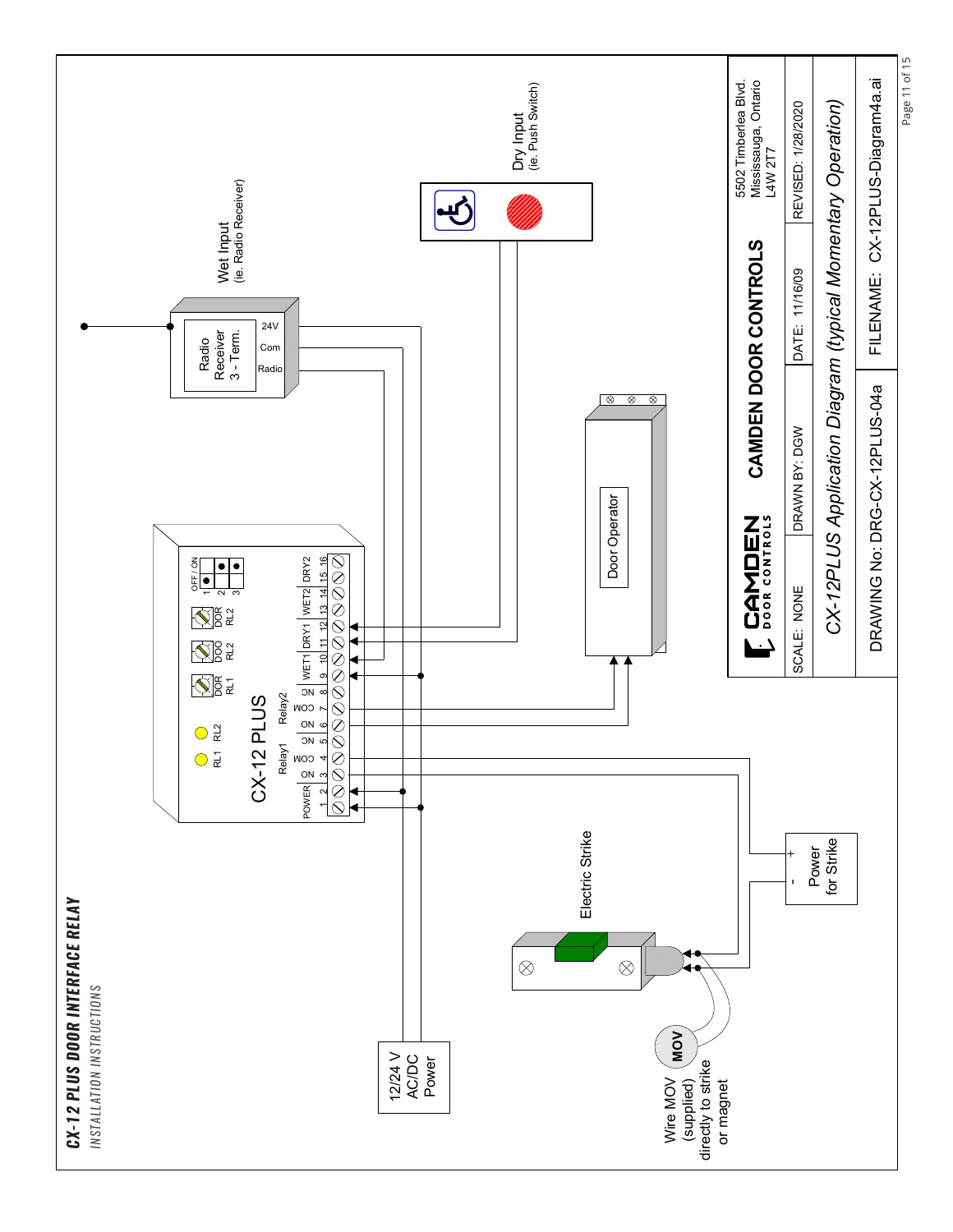**CX-12 PLUS DOOR INTERFACE RELAY**

*INSTALLATION INSTRUCTIONS*

Wet Input (ie. Radio Receiver)

Radio Receiver 3 - Term.

24V
Com
Radio

Dry Input (ie. Push Switch)

CX-12 PLUS

RL1 RL2

DOR RL1 | DOO RL2 | DOR RL2

OFF / ON 1 2 3

POWER 1 2 | Relay1 NO 3 COM 4 NC 5 | Relay2 NO 6 COM 7 NC 8 | WET1 9 10 | DRY1 11 12 | WET2 13 14 | DRY2 15 16

Door Operator

Electric Strike

Power for Strike (- +)

12/24 V AC/DC Power

MOV

Wire MOV (supplied) directly to strike or magnet

| CAMDEN DOOR CONTROLS | | 5502 Timberlea Blvd. Mississauga, Ontario L4W 2T7 |
|---|---|---|
| SCALE: NONE | DRAWN BY: DGW | DATE: 11/16/09 | REVISED: 1/28/2020 |
| *CX-12PLUS Application Diagram (typical Momentary Operation)* | | |
| DRAWING No: DRG-CX-12PLUS-04a | FILENAME: CX-12PLUS-Diagram4a.ai | |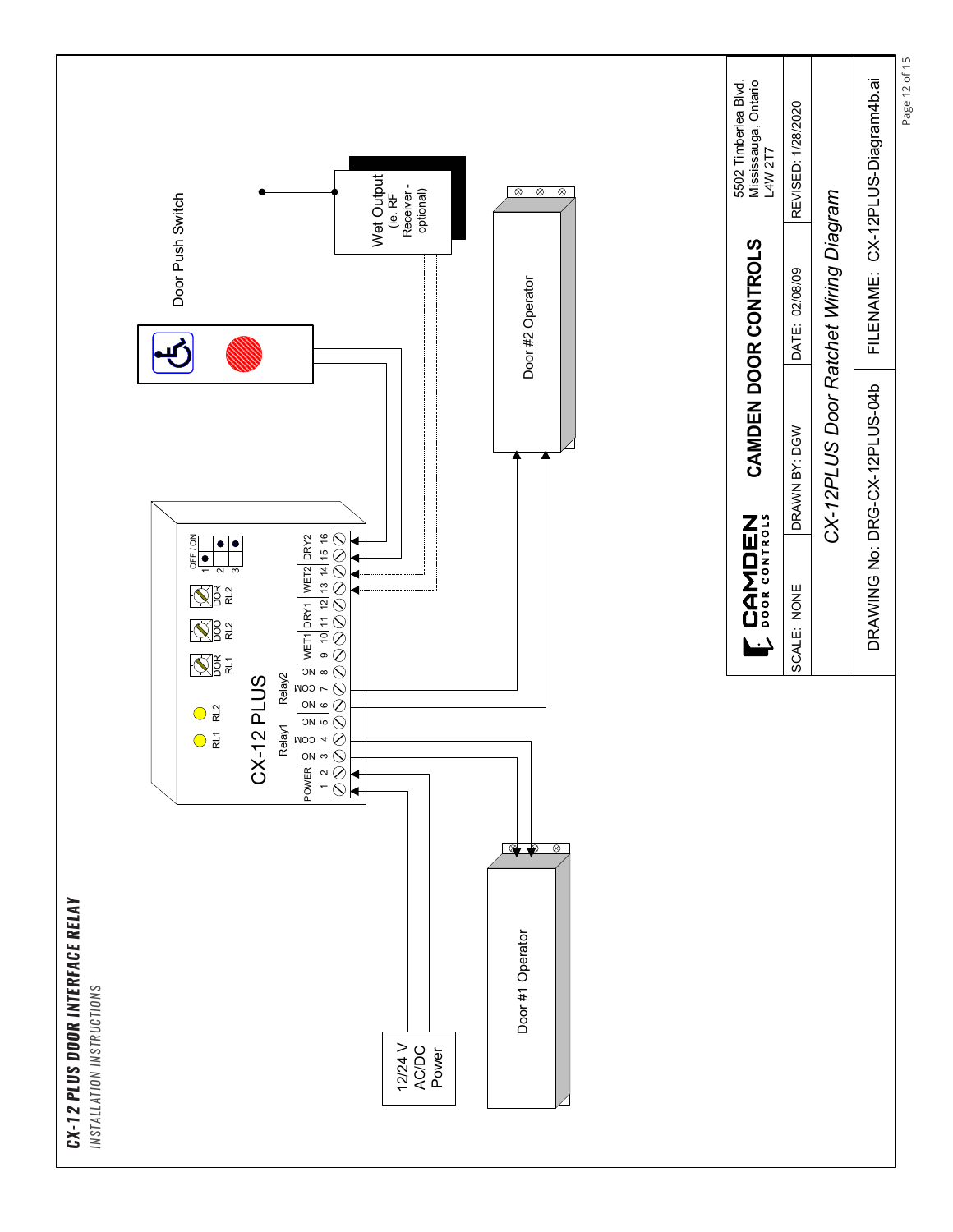**CX-12 PLUS DOOR INTERFACE RELAY**

*INSTALLATION INSTRUCTIONS*

Door Push Switch

Wet Output (ie. RF Receiver - optional)

Door #2 Operator

Door #1 Operator

12/24 V AC/DC Power

CX-12 PLUS

RL1 RL2

DOR RL1 | DOO RL2 | DOR RL2

OFF / ON 1 2 3

POWER 1 2 | Relay1 NO 3 COM 4 NC 5 | Relay2 NO 6 COM 7 NC 8 | WET1 9 10 | DRY1 11 12 | WET2 13 14 | DRY2 15 16

| CAMDEN DOOR CONTROLS | | 5502 Timberlea Blvd. Mississauga, Ontario L4W 2T7 |
|---|---|---|
| SCALE: NONE | DRAWN BY: DGW | DATE: 02/08/09 | REVISED: 1/28/2020 |
| *CX-12PLUS Door Ratchet Wiring Diagram* | | | |
| DRAWING No: DRG-CX-12PLUS-04b | | FILENAME: CX-12PLUS-Diagram4b.ai | |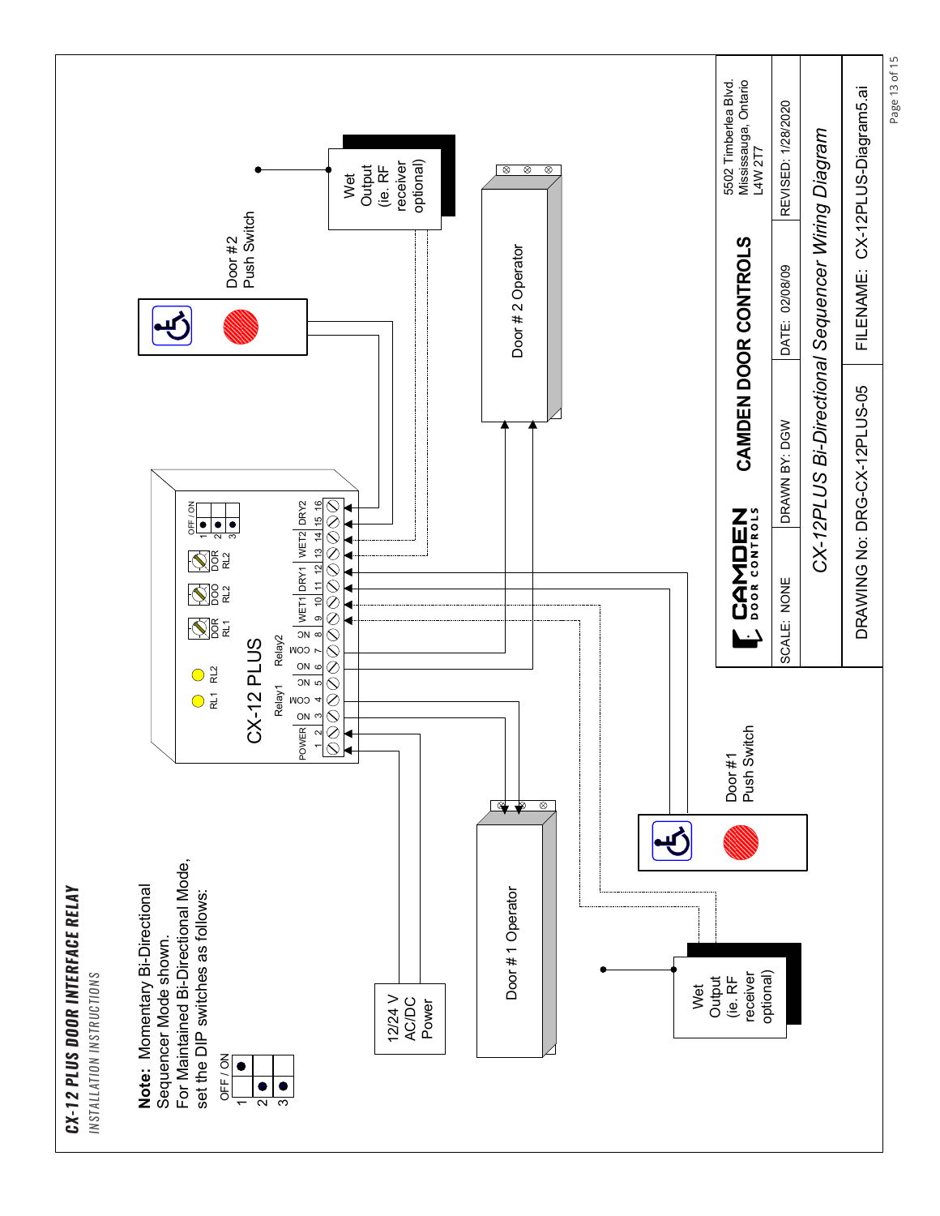# CX-12 PLUS DOOR INTERFACE RELAY

*INSTALLATION INSTRUCTIONS*

**Note:** Momentary Bi-Directional Sequencer Mode shown.
For Maintained Bi-Directional Mode, set the DIP switches as follows:

OFF / ON
1 2 3

12/24 V AC/DC Power

Door # 1 Operator

Door #1 Push Switch

Wet Output (ie. RF receiver optional)

CX-12 PLUS

RL1 RL2

DOR RL1 | DOO RL2 | DOR RL2

OFF / ON 1 2 3

POWER 1 2 | Relay1 NO 3 COM 4 NC 5 | Relay2 NO 6 COM 7 NC 8 | WET1 9 10 | DRY1 11 12 | WET2 13 14 | DRY2 15 16

Door # 2 Operator

Door #2 Push Switch

Wet Output (ie. RF receiver optional)

| CAMDEN DOOR CONTROLS | | 5502 Timberlea Blvd. Mississauga, Ontario L4W 2T7 |
|---|---|---|
| SCALE: NONE | DRAWN BY: DGW | DATE: 02/08/09 | REVISED: 1/28/2020 |
| *CX-12PLUS Bi-Directional Sequencer Wiring Diagram* | | | |
| DRAWING No: DRG-CX-12PLUS-05 | | FILENAME: CX-12PLUS-Diagram5.ai | |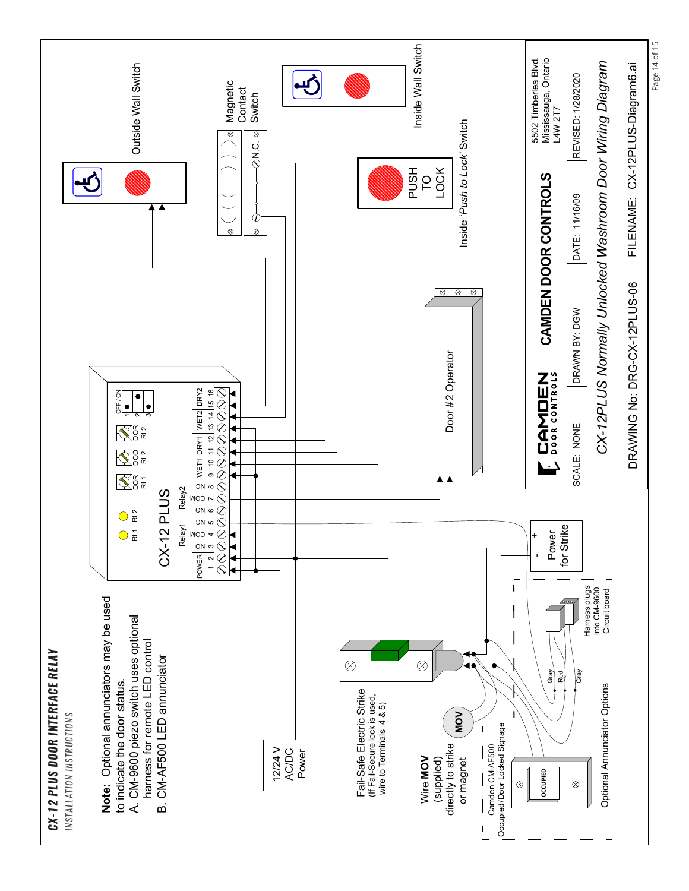**Note:** Optional annunciators may be used to indicate the door status.

A. CM-9600 piezo switch uses optional harness for remote LED control

B. CM-AF500 LED annunciator

Outside Wall Switch

Magnetic Contact Switch

N.C.

Inside Wall Switch

PUSH TO LOCK

Inside 'Push to Lock' Switch

Door #2 Operator

CX-12 PLUS

OFF / ON 1 2 3

DOR RL1 DOO RL2 DOR RL2

RL1 RL2

Relay1 Relay2

POWER 1 2 | NO COM NC 3 4 5 | NO COM NC 6 7 8 | WET1 9 10 | DRY1 11 12 | WET2 13 14 | DRY2 15 16

+ - Power for Strike

12/24 V AC/DC Power

Fail-Safe Electric Strike (If Fail-Secure lock is used, wire to Terminals 4 & 5)

Wire **MOV** (supplied) directly to strike or magnet

MOV

Gray Red Gray

Harness plugs into CM-9600 Circuit board

Camden CM-AF500 Occupied/Door Locked Signage

OCCUPIED

Optional Annunciator Options

CAMDEN DOOR CONTROLS

5502 Timberlea Blvd. Mississauga, Ontario L4W 2T7

SCALE: NONE | DRAWN BY: DGW | DATE: 11/16/09 | REVISED: 1/28/2020

*CX-12PLUS Normally Unlocked Washroom Door Wiring Diagram*

DRAWING No: DRG-CX-12PLUS-06 | FILENAME: CX-12PLUS-Diagram6.ai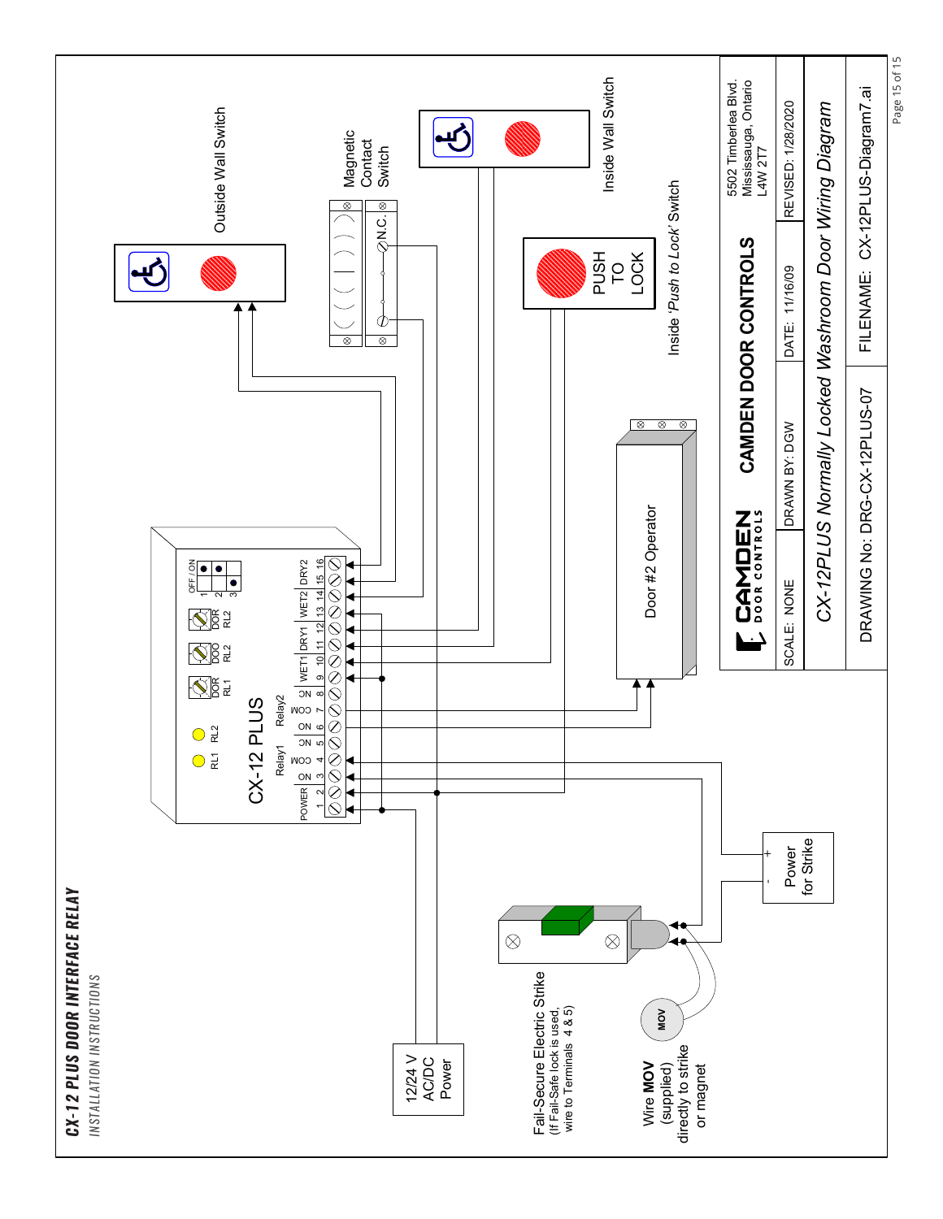**CX-12 PLUS DOOR INTERFACE RELAY**

*INSTALLATION INSTRUCTIONS*

Outside Wall Switch

Magnetic Contact Switch

N.C.

Inside Wall Switch

PUSH TO LOCK

Inside *'Push to Lock'* Switch

OFF / ON

1 2 3

DOR RL1

DOO RL2

DOR RL2

RL1 RL2

CX-12 PLUS

POWER | NO COM NC | NO COM NC | WET1 | DRY1 | WET2 | DRY2

Relay1 Relay2

1 2 3 4 5 6 7 8 9 10 11 12 13 14 15 16

Door #2 Operator

12/24 V AC/DC Power

Power for Strike

\+ -

Fail-Secure Electric Strike (If Fail-Safe lock is used, wire to Terminals 4 & 5)

MOV

Wire **MOV** (supplied) directly to strike or magnet

CAMDEN DOOR CONTROLS

5502 Timberlea Blvd. Mississauga, Ontario L4W 2T7

| | | | |
|---|---|---|---|
| SCALE: NONE | DRAWN BY: DGW | DATE: 11/16/09 | REVISED: 1/28/2020 |
| *CX-12PLUS Normally Locked Washroom Door Wiring Diagram* | | | |
| DRAWING No: DRG-CX-12PLUS-07 | | FILENAME: CX-12PLUS-Diagram7.ai | |